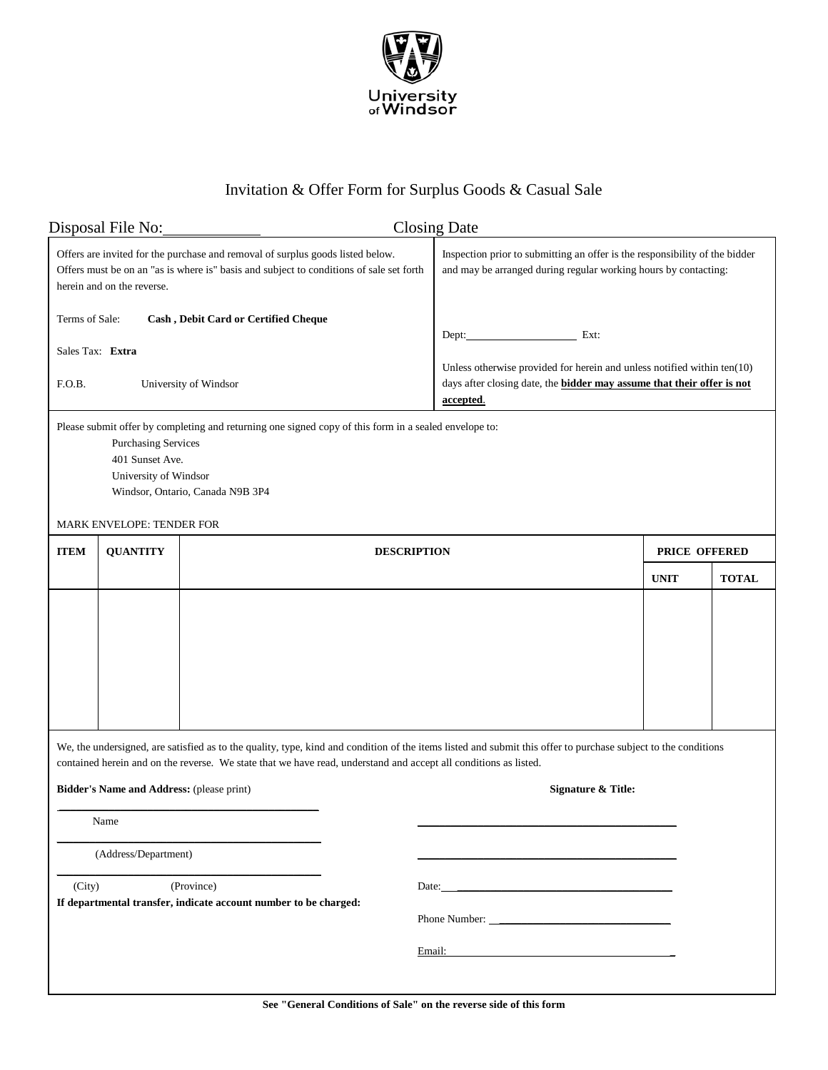University of Windsor

# Invitation & Offer Form for Surplus Goods & Casual Sale

Disposal File No:\_\_\_\_\_\_\_\_\_\_\_\_ Closing Date

Offers are invited for the purchase and removal of surplus goods listed below. Offers must be on an "as is where is" basis and subject to conditions of sale set forth herein and on the reverse.

Terms of Sale: **Cash , Debit Card or Certified Cheque**

Sales Tax: **Extra**

F.O.B. University of Windsor

Inspection prior to submitting an offer is the responsibility of the bidder and may be arranged during regular working hours by contacting:

Dept:\_\_\_\_\_\_\_\_\_\_\_\_\_\_\_\_\_\_\_\_ Ext:

Unless otherwise provided for herein and unless notified within ten(10) days after closing date, the **bidder may assume that their offer is not accepted**.

Please submit offer by completing and returning one signed copy of this form in a sealed envelope to:

Purchasing Services
401 Sunset Ave.
University of Windsor
Windsor, Ontario, Canada N9B 3P4

MARK ENVELOPE: TENDER FOR

| ITEM | QUANTITY | DESCRIPTION | PRICE OFFERED | |
|---|---|---|---|---|
| | | | UNIT | TOTAL |
| | | | | |

We, the undersigned, are satisfied as to the quality, type, kind and condition of the items listed and submit this offer to purchase subject to the conditions contained herein and on the reverse. We state that we have read, understand and accept all conditions as listed.

**Bidder's Name and Address:** (please print)

\_\_\_\_\_\_\_\_\_\_\_\_\_\_\_\_\_\_\_\_\_\_\_\_\_\_\_\_\_\_\_\_\_\_\_\_\_\_\_\_
Name

\_\_\_\_\_\_\_\_\_\_\_\_\_\_\_\_\_\_\_\_\_\_\_\_\_\_\_\_\_\_\_\_\_\_\_\_\_\_\_\_
(Address/Department)

\_\_\_\_\_\_\_\_\_\_\_\_\_\_\_\_\_\_\_\_\_\_\_\_\_\_\_\_\_\_\_\_\_\_\_\_\_\_\_\_
(City) (Province)

**If departmental transfer, indicate account number to be charged:**

**Signature & Title:**

\_\_\_\_\_\_\_\_\_\_\_\_\_\_\_\_\_\_\_\_\_\_\_\_\_\_\_\_\_\_\_\_\_\_\_\_\_\_\_\_

\_\_\_\_\_\_\_\_\_\_\_\_\_\_\_\_\_\_\_\_\_\_\_\_\_\_\_\_\_\_\_\_\_\_\_\_\_\_\_\_

Date:\_\_\_\_\_\_\_\_\_\_\_\_\_\_\_\_\_\_\_\_\_\_\_\_\_\_\_\_\_\_\_\_\_\_\_\_

Phone Number: \_\_\_\_\_\_\_\_\_\_\_\_\_\_\_\_\_\_\_\_\_\_\_\_\_\_\_\_

Email:\_\_\_\_\_\_\_\_\_\_\_\_\_\_\_\_\_\_\_\_\_\_\_\_\_\_\_\_\_\_\_\_\_\_\_\_

**See "General Conditions of Sale" on the reverse side of this form**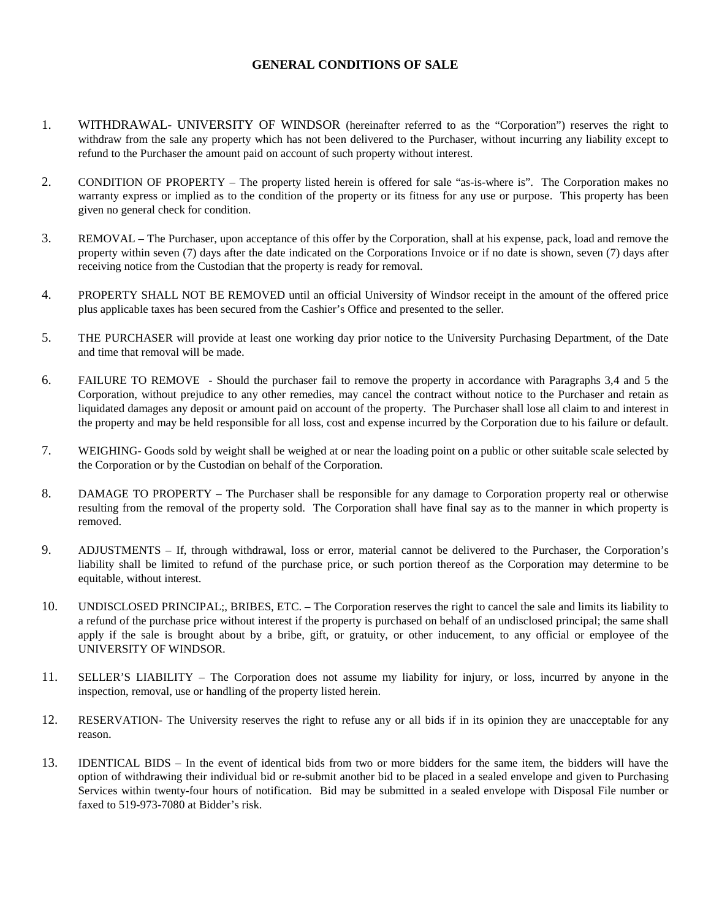# GENERAL CONDITIONS OF SALE

1. WITHDRAWAL- UNIVERSITY OF WINDSOR (hereinafter referred to as the "Corporation") reserves the right to withdraw from the sale any property which has not been delivered to the Purchaser, without incurring any liability except to refund to the Purchaser the amount paid on account of such property without interest.

2. CONDITION OF PROPERTY – The property listed herein is offered for sale "as-is-where is". The Corporation makes no warranty express or implied as to the condition of the property or its fitness for any use or purpose. This property has been given no general check for condition.

3. REMOVAL – The Purchaser, upon acceptance of this offer by the Corporation, shall at his expense, pack, load and remove the property within seven (7) days after the date indicated on the Corporations Invoice or if no date is shown, seven (7) days after receiving notice from the Custodian that the property is ready for removal.

4. PROPERTY SHALL NOT BE REMOVED until an official University of Windsor receipt in the amount of the offered price plus applicable taxes has been secured from the Cashier's Office and presented to the seller.

5. THE PURCHASER will provide at least one working day prior notice to the University Purchasing Department, of the Date and time that removal will be made.

6. FAILURE TO REMOVE - Should the purchaser fail to remove the property in accordance with Paragraphs 3,4 and 5 the Corporation, without prejudice to any other remedies, may cancel the contract without notice to the Purchaser and retain as liquidated damages any deposit or amount paid on account of the property. The Purchaser shall lose all claim to and interest in the property and may be held responsible for all loss, cost and expense incurred by the Corporation due to his failure or default.

7. WEIGHING- Goods sold by weight shall be weighed at or near the loading point on a public or other suitable scale selected by the Corporation or by the Custodian on behalf of the Corporation.

8. DAMAGE TO PROPERTY – The Purchaser shall be responsible for any damage to Corporation property real or otherwise resulting from the removal of the property sold. The Corporation shall have final say as to the manner in which property is removed.

9. ADJUSTMENTS – If, through withdrawal, loss or error, material cannot be delivered to the Purchaser, the Corporation's liability shall be limited to refund of the purchase price, or such portion thereof as the Corporation may determine to be equitable, without interest.

10. UNDISCLOSED PRINCIPAL;, BRIBES, ETC. – The Corporation reserves the right to cancel the sale and limits its liability to a refund of the purchase price without interest if the property is purchased on behalf of an undisclosed principal; the same shall apply if the sale is brought about by a bribe, gift, or gratuity, or other inducement, to any official or employee of the UNIVERSITY OF WINDSOR.

11. SELLER'S LIABILITY – The Corporation does not assume my liability for injury, or loss, incurred by anyone in the inspection, removal, use or handling of the property listed herein.

12. RESERVATION- The University reserves the right to refuse any or all bids if in its opinion they are unacceptable for any reason.

13. IDENTICAL BIDS – In the event of identical bids from two or more bidders for the same item, the bidders will have the option of withdrawing their individual bid or re-submit another bid to be placed in a sealed envelope and given to Purchasing Services within twenty-four hours of notification. Bid may be submitted in a sealed envelope with Disposal File number or faxed to 519-973-7080 at Bidder's risk.